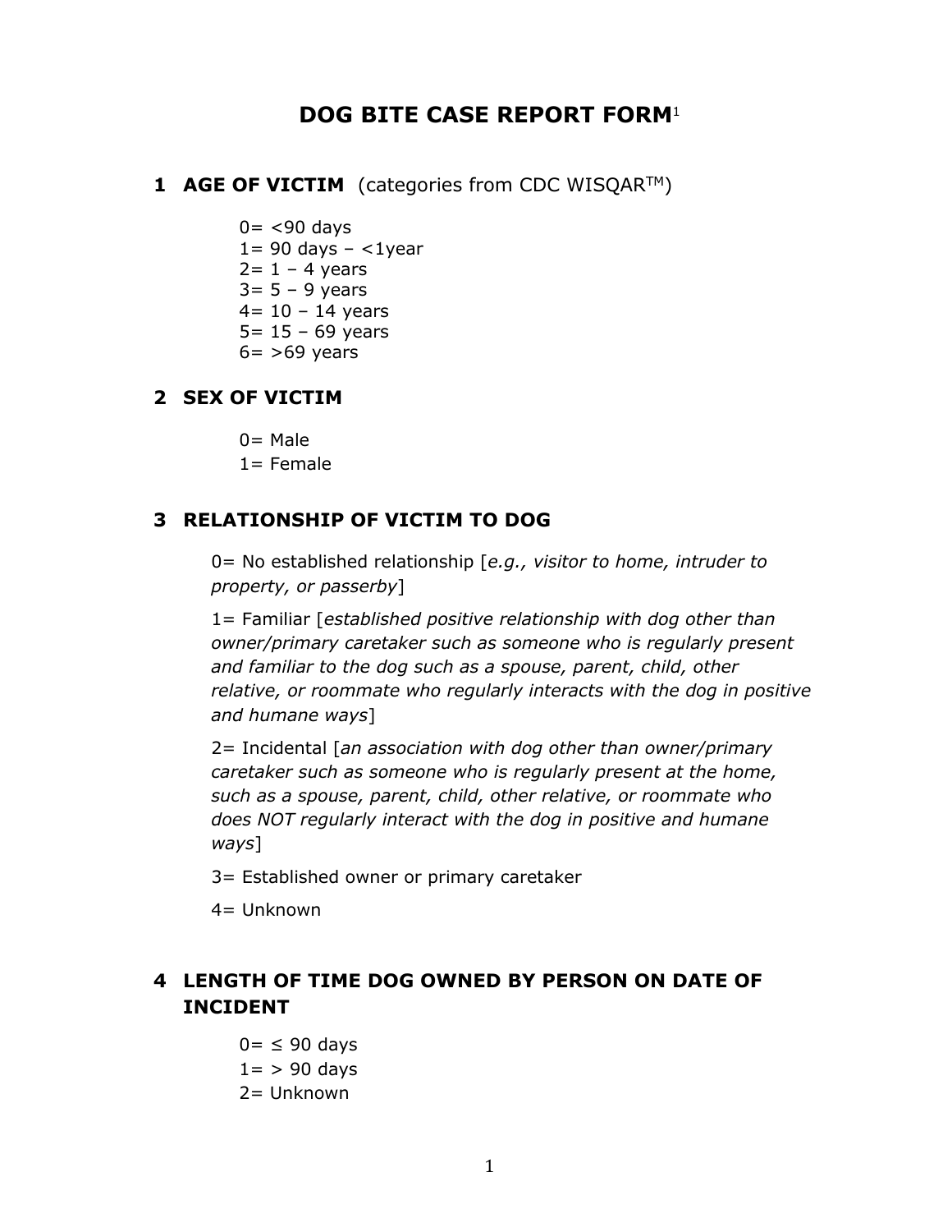# DOG BITE CASE REPORT FORM[1]

## 1 AGE OF VICTIM (categories from CDC WISQAR™)

0= <90 days
1= 90 days – <1year
2= 1 – 4 years
3= 5 – 9 years
4= 10 – 14 years
5= 15 – 69 years
6= >69 years

## 2 SEX OF VICTIM

0= Male
1= Female

## 3 RELATIONSHIP OF VICTIM TO DOG

0= No established relationship [*e.g., visitor to home, intruder to property, or passerby*]

1= Familiar [*established positive relationship with dog other than owner/primary caretaker such as someone who is regularly present and familiar to the dog such as a spouse, parent, child, other relative, or roommate who regularly interacts with the dog in positive and humane ways*]

2= Incidental [*an association with dog other than owner/primary caretaker such as someone who is regularly present at the home, such as a spouse, parent, child, other relative, or roommate who does NOT regularly interact with the dog in positive and humane ways*]

3= Established owner or primary caretaker

4= Unknown

## 4 LENGTH OF TIME DOG OWNED BY PERSON ON DATE OF INCIDENT

0= ≤ 90 days
1= > 90 days
2= Unknown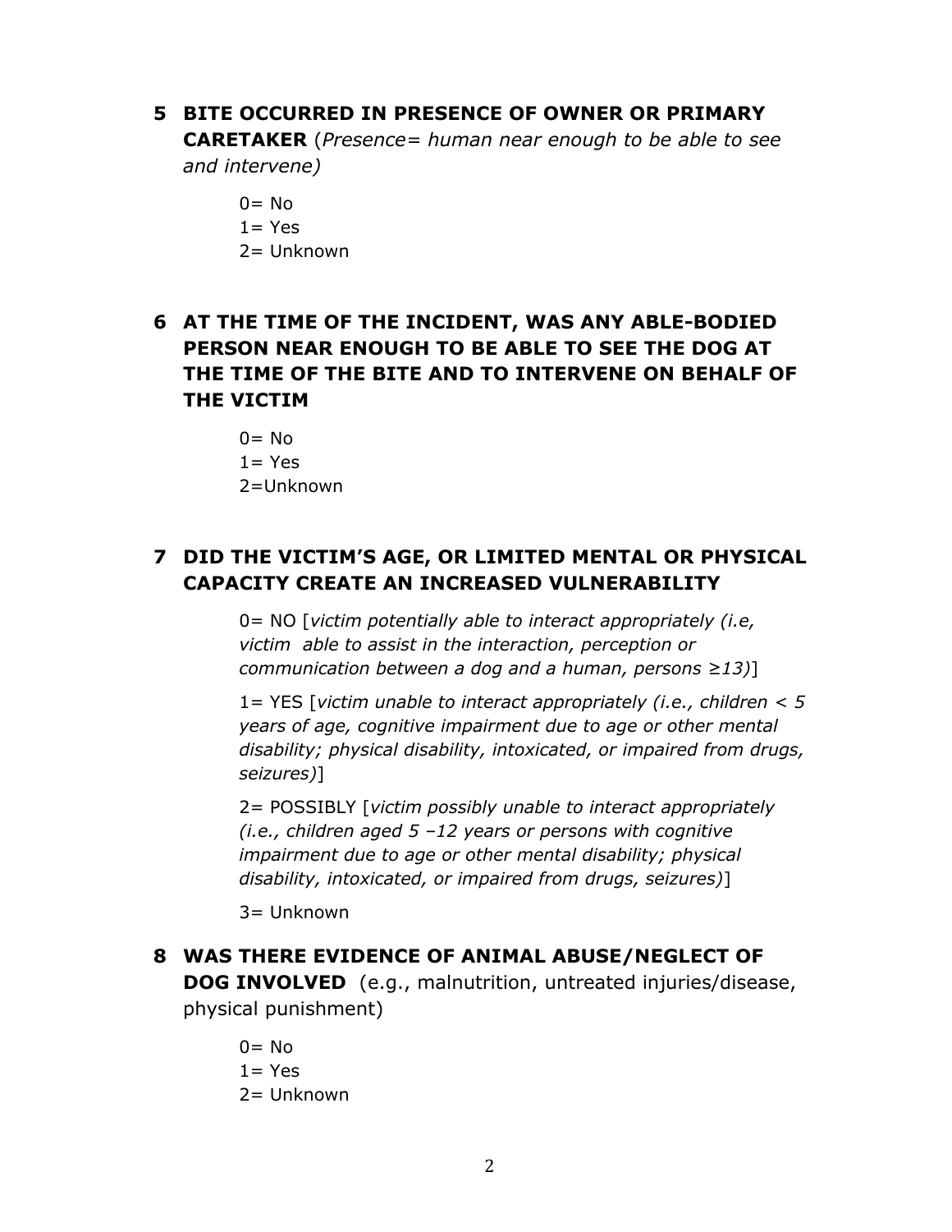**5 BITE OCCURRED IN PRESENCE OF OWNER OR PRIMARY CARETAKER** (*Presence= human near enough to be able to see and intervene)*

0= No
1= Yes
2= Unknown

**6 AT THE TIME OF THE INCIDENT, WAS ANY ABLE-BODIED PERSON NEAR ENOUGH TO BE ABLE TO SEE THE DOG AT THE TIME OF THE BITE AND TO INTERVENE ON BEHALF OF THE VICTIM**

0= No
1= Yes
2=Unknown

**7 DID THE VICTIM'S AGE, OR LIMITED MENTAL OR PHYSICAL CAPACITY CREATE AN INCREASED VULNERABILITY**

0= NO [*victim potentially able to interact appropriately (i.e, victim able to assist in the interaction, perception or communication between a dog and a human, persons ≥13)*]

1= YES [*victim unable to interact appropriately (i.e., children < 5 years of age, cognitive impairment due to age or other mental disability; physical disability, intoxicated, or impaired from drugs, seizures)*]

2= POSSIBLY [*victim possibly unable to interact appropriately (i.e., children aged 5 –12 years or persons with cognitive impairment due to age or other mental disability; physical disability, intoxicated, or impaired from drugs, seizures)*]

3= Unknown

**8 WAS THERE EVIDENCE OF ANIMAL ABUSE/NEGLECT OF DOG INVOLVED** (e.g., malnutrition, untreated injuries/disease, physical punishment)

0= No
1= Yes
2= Unknown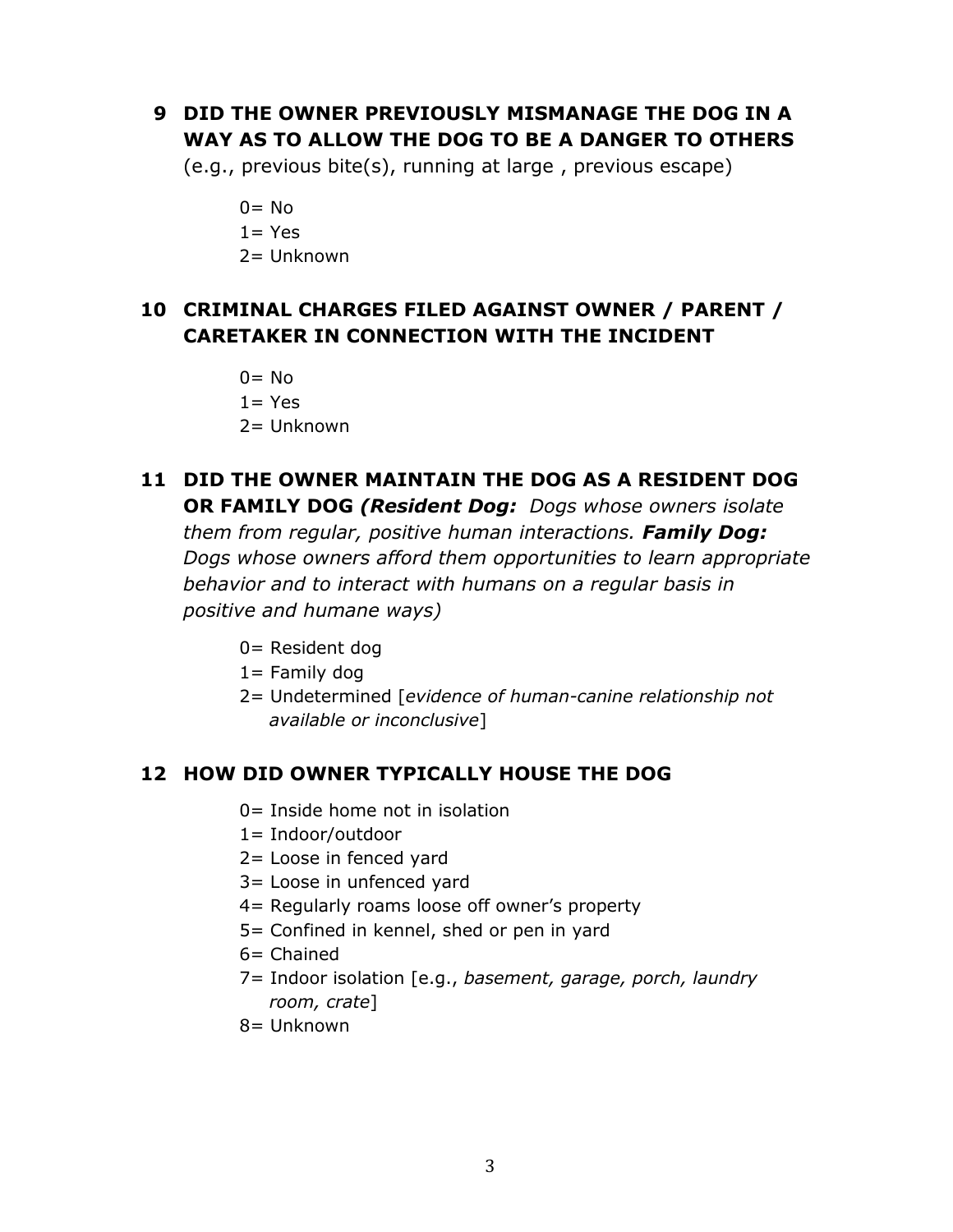**9 DID THE OWNER PREVIOUSLY MISMANAGE THE DOG IN A WAY AS TO ALLOW THE DOG TO BE A DANGER TO OTHERS** (e.g., previous bite(s), running at large , previous escape)

- 0= No
- 1= Yes
- 2= Unknown

**10 CRIMINAL CHARGES FILED AGAINST OWNER / PARENT / CARETAKER IN CONNECTION WITH THE INCIDENT**

- 0= No
- 1= Yes
- 2= Unknown

**11 DID THE OWNER MAINTAIN THE DOG AS A RESIDENT DOG OR FAMILY DOG** ***(Resident Dog:*** *Dogs whose owners isolate them from regular, positive human interactions.* ***Family Dog:*** *Dogs whose owners afford them opportunities to learn appropriate behavior and to interact with humans on a regular basis in positive and humane ways)*

- 0= Resident dog
- 1= Family dog
- 2= Undetermined [*evidence of human-canine relationship not available or inconclusive*]

**12 HOW DID OWNER TYPICALLY HOUSE THE DOG**

- 0= Inside home not in isolation
- 1= Indoor/outdoor
- 2= Loose in fenced yard
- 3= Loose in unfenced yard
- 4= Regularly roams loose off owner's property
- 5= Confined in kennel, shed or pen in yard
- 6= Chained
- 7= Indoor isolation [e.g., *basement, garage, porch, laundry room, crate*]
- 8= Unknown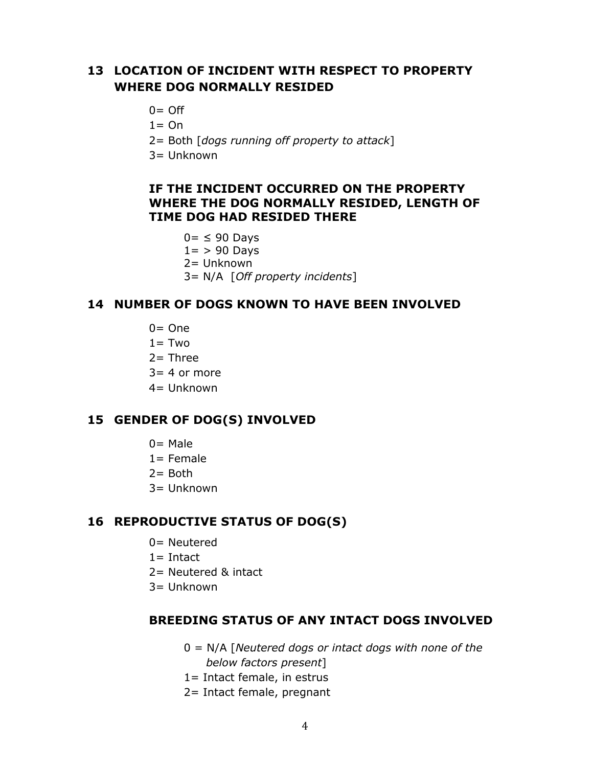## 13 LOCATION OF INCIDENT WITH RESPECT TO PROPERTY WHERE DOG NORMALLY RESIDED

- 0= Off
- 1= On
- 2= Both [*dogs running off property to attack*]
- 3= Unknown

### IF THE INCIDENT OCCURRED ON THE PROPERTY WHERE THE DOG NORMALLY RESIDED, LENGTH OF TIME DOG HAD RESIDED THERE

- 0= ≤ 90 Days
- 1= > 90 Days
- 2= Unknown
- 3= N/A [*Off property incidents*]

## 14 NUMBER OF DOGS KNOWN TO HAVE BEEN INVOLVED

- 0= One
- 1= Two
- 2= Three
- 3= 4 or more
- 4= Unknown

## 15 GENDER OF DOG(S) INVOLVED

- 0= Male
- 1= Female
- 2= Both
- 3= Unknown

## 16 REPRODUCTIVE STATUS OF DOG(S)

- 0= Neutered
- 1= Intact
- 2= Neutered & intact
- 3= Unknown

### BREEDING STATUS OF ANY INTACT DOGS INVOLVED

- 0 = N/A [*Neutered dogs or intact dogs with none of the below factors present*]
- 1= Intact female, in estrus
- 2= Intact female, pregnant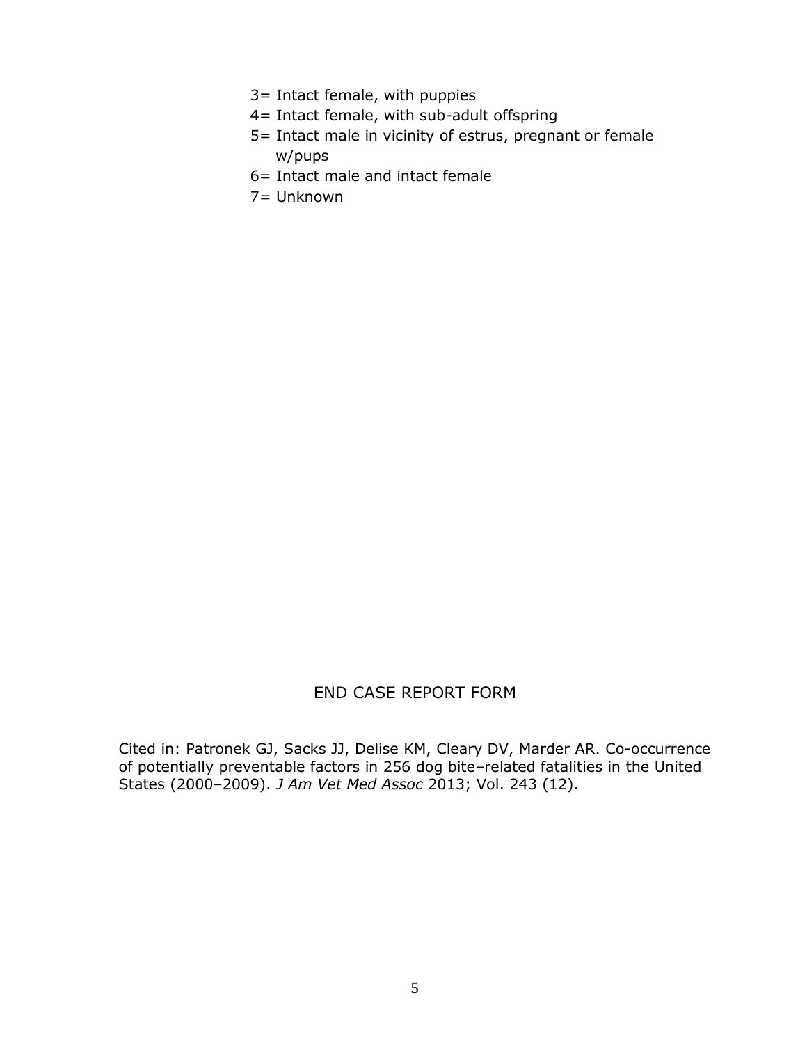3= Intact female, with puppies
4= Intact female, with sub-adult offspring
5= Intact male in vicinity of estrus, pregnant or female w/pups
6= Intact male and intact female
7= Unknown

END CASE REPORT FORM

Cited in: Patronek GJ, Sacks JJ, Delise KM, Cleary DV, Marder AR. Co-occurrence of potentially preventable factors in 256 dog bite–related fatalities in the United States (2000–2009). *J Am Vet Med Assoc* 2013; Vol. 243 (12).